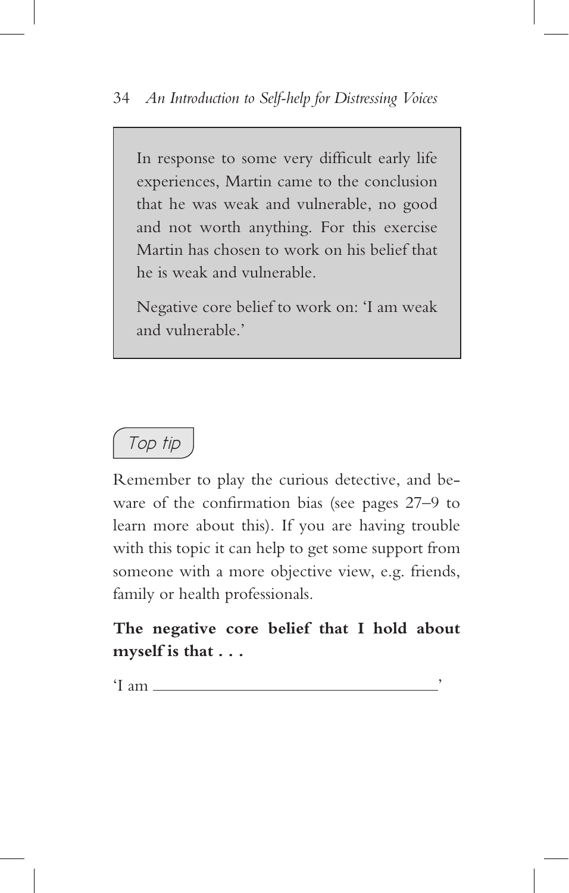> In response to some very difficult early life experiences, Martin came to the conclusion that he was weak and vulnerable, no good and not worth anything. For this exercise Martin has chosen to work on his belief that he is weak and vulnerable.
>
> Negative core belief to work on: 'I am weak and vulnerable.'

*Top tip*

Remember to play the curious detective, and beware of the confirmation bias (see pages 27–9 to learn more about this). If you are having trouble with this topic it can help to get some support from someone with a more objective view, e.g. friends, family or health professionals.

**The negative core belief that I hold about myself is that . . .**

'I am ________________________________'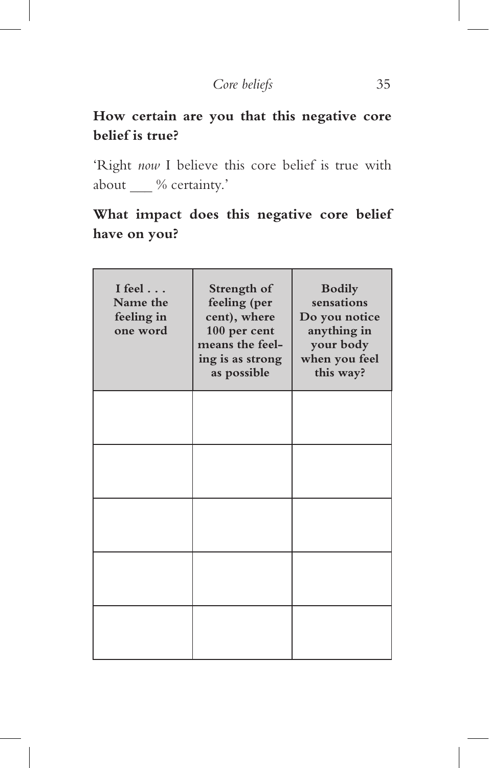**How certain are you that this negative core belief is true?**

'Right *now* I believe this core belief is true with about ___ % certainty.'

**What impact does this negative core belief have on you?**

| I feel . . . Name the feeling in one word | Strength of feeling (per cent), where 100 per cent means the feeling is as strong as possible | Bodily sensations Do you notice anything in your body when you feel this way? |
|---|---|---|
| | | |
| | | |
| | | |
| | | |
| | | |